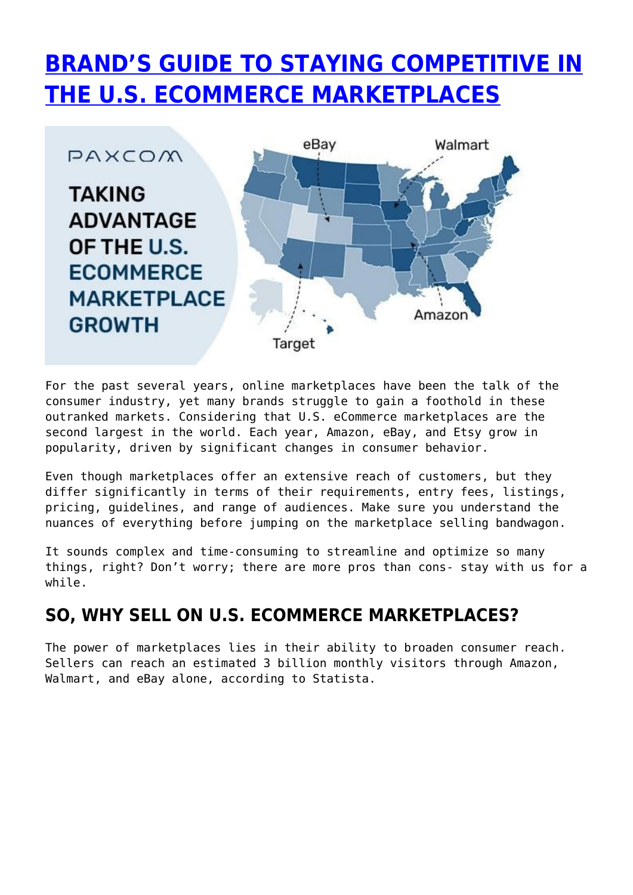# BRAND'S GUIDE TO STAYING COMPETITIVE IN THE U.S. ECOMMERCE MARKETPLACES

For the past several years, online marketplaces have been the talk of the consumer industry, yet many brands struggle to gain a foothold in these outranked markets. Considering that U.S. eCommerce marketplaces are the second largest in the world. Each year, Amazon, eBay, and Etsy grow in popularity, driven by significant changes in consumer behavior.

Even though marketplaces offer an extensive reach of customers, but they differ significantly in terms of their requirements, entry fees, listings, pricing, guidelines, and range of audiences. Make sure you understand the nuances of everything before jumping on the marketplace selling bandwagon.

It sounds complex and time-consuming to streamline and optimize so many things, right? Don't worry; there are more pros than cons- stay with us for a while.

## SO, WHY SELL ON U.S. ECOMMERCE MARKETPLACES?

The power of marketplaces lies in their ability to broaden consumer reach. Sellers can reach an estimated 3 billion monthly visitors through Amazon, Walmart, and eBay alone, according to Statista.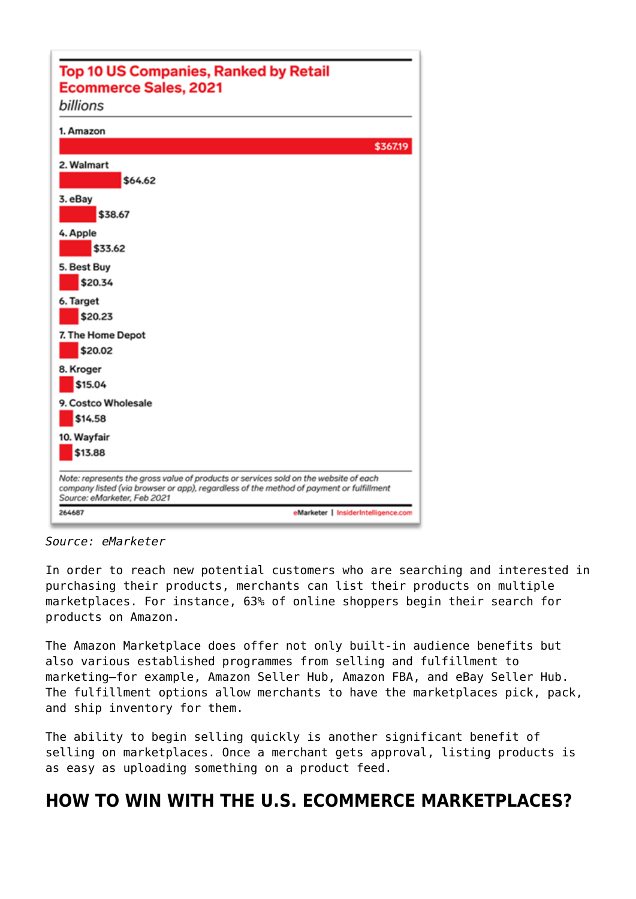**Top 10 US Companies, Ranked by Retail Ecommerce Sales, 2021**

*billions*

| Company | Sales |
|---|---|
| 1. Amazon | $367.19 |
| 2. Walmart | $64.62 |
| 3. eBay | $38.67 |
| 4. Apple | $33.62 |
| 5. Best Buy | $20.34 |
| 6. Target | $20.23 |
| 7. The Home Depot | $20.02 |
| 8. Kroger | $15.04 |
| 9. Costco Wholesale | $14.58 |
| 10. Wayfair | $13.88 |

*Note: represents the gross value of products or services sold on the website of each company listed (via browser or app), regardless of the method of payment or fulfillment*
*Source: eMarketer, Feb 2021*

264687 eMarketer | InsiderIntelligence.com

*Source: eMarketer*

In order to reach new potential customers who are searching and interested in purchasing their products, merchants can list their products on multiple marketplaces. For instance, 63% of online shoppers begin their search for products on Amazon.

The Amazon Marketplace does offer not only built-in audience benefits but also various established programmes from selling and fulfillment to marketing—for example, Amazon Seller Hub, Amazon FBA, and eBay Seller Hub. The fulfillment options allow merchants to have the marketplaces pick, pack, and ship inventory for them.

The ability to begin selling quickly is another significant benefit of selling on marketplaces. Once a merchant gets approval, listing products is as easy as uploading something on a product feed.

## HOW TO WIN WITH THE U.S. ECOMMERCE MARKETPLACES?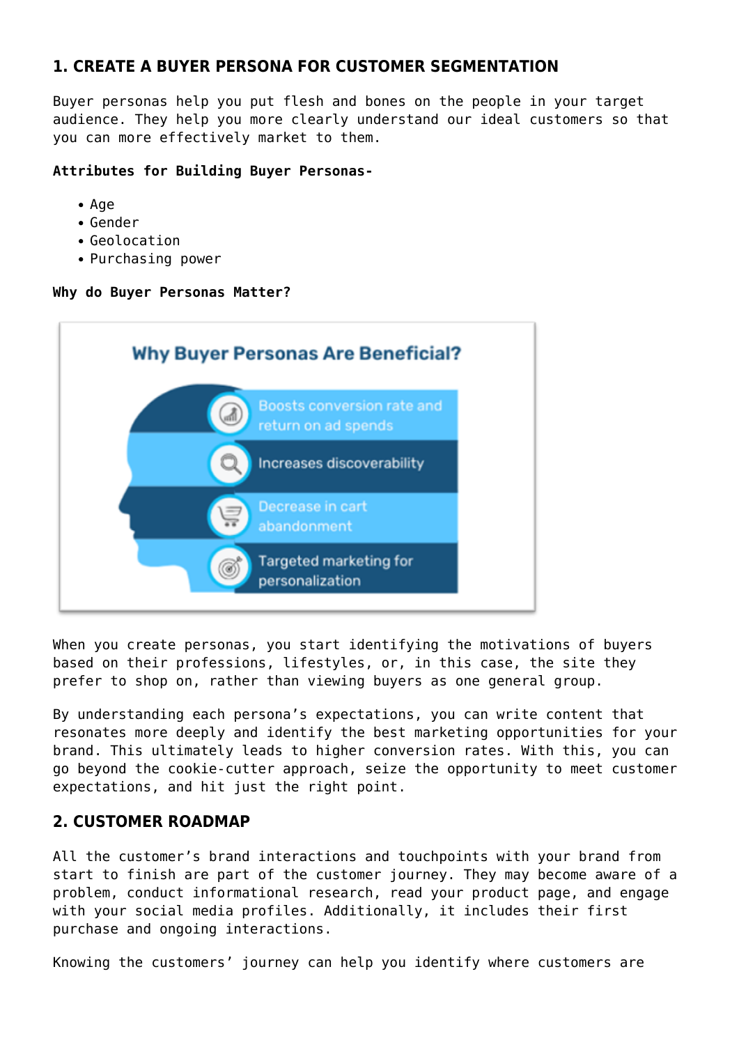## 1. CREATE A BUYER PERSONA FOR CUSTOMER SEGMENTATION

Buyer personas help you put flesh and bones on the people in your target audience. They help you more clearly understand our ideal customers so that you can more effectively market to them.

**Attributes for Building Buyer Personas-**

- Age
- Gender
- Geolocation
- Purchasing power

**Why do Buyer Personas Matter?**

When you create personas, you start identifying the motivations of buyers based on their professions, lifestyles, or, in this case, the site they prefer to shop on, rather than viewing buyers as one general group.

By understanding each persona's expectations, you can write content that resonates more deeply and identify the best marketing opportunities for your brand. This ultimately leads to higher conversion rates. With this, you can go beyond the cookie-cutter approach, seize the opportunity to meet customer expectations, and hit just the right point.

## 2. CUSTOMER ROADMAP

All the customer's brand interactions and touchpoints with your brand from start to finish are part of the customer journey. They may become aware of a problem, conduct informational research, read your product page, and engage with your social media profiles. Additionally, it includes their first purchase and ongoing interactions.

Knowing the customers' journey can help you identify where customers are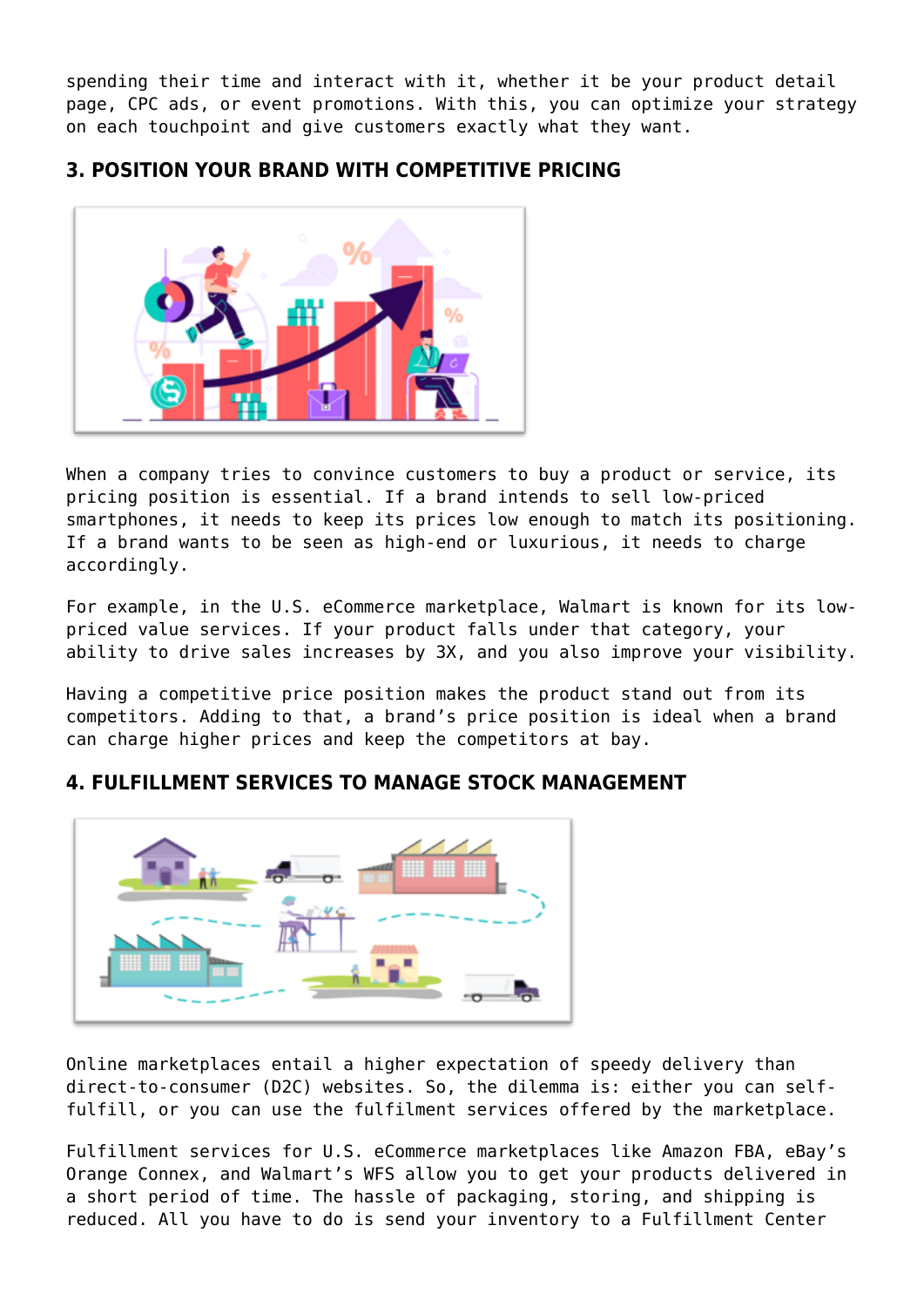spending their time and interact with it, whether it be your product detail page, CPC ads, or event promotions. With this, you can optimize your strategy on each touchpoint and give customers exactly what they want.

### 3. POSITION YOUR BRAND WITH COMPETITIVE PRICING

When a company tries to convince customers to buy a product or service, its pricing position is essential. If a brand intends to sell low-priced smartphones, it needs to keep its prices low enough to match its positioning. If a brand wants to be seen as high-end or luxurious, it needs to charge accordingly.

For example, in the U.S. eCommerce marketplace, Walmart is known for its low-priced value services. If your product falls under that category, your ability to drive sales increases by 3X, and you also improve your visibility.

Having a competitive price position makes the product stand out from its competitors. Adding to that, a brand's price position is ideal when a brand can charge higher prices and keep the competitors at bay.

### 4. FULFILLMENT SERVICES TO MANAGE STOCK MANAGEMENT

Online marketplaces entail a higher expectation of speedy delivery than direct-to-consumer (D2C) websites. So, the dilemma is: either you can self-fulfill, or you can use the fulfilment services offered by the marketplace.

Fulfillment services for U.S. eCommerce marketplaces like Amazon FBA, eBay's Orange Connex, and Walmart's WFS allow you to get your products delivered in a short period of time. The hassle of packaging, storing, and shipping is reduced. All you have to do is send your inventory to a Fulfillment Center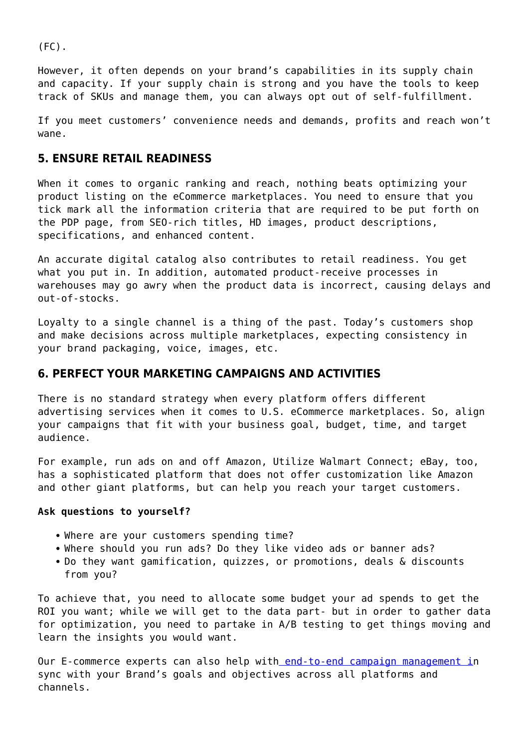(FC).

However, it often depends on your brand's capabilities in its supply chain and capacity. If your supply chain is strong and you have the tools to keep track of SKUs and manage them, you can always opt out of self-fulfillment.

If you meet customers' convenience needs and demands, profits and reach won't wane.

## 5. ENSURE RETAIL READINESS

When it comes to organic ranking and reach, nothing beats optimizing your product listing on the eCommerce marketplaces. You need to ensure that you tick mark all the information criteria that are required to be put forth on the PDP page, from SEO-rich titles, HD images, product descriptions, specifications, and enhanced content.

An accurate digital catalog also contributes to retail readiness. You get what you put in. In addition, automated product-receive processes in warehouses may go awry when the product data is incorrect, causing delays and out-of-stocks.

Loyalty to a single channel is a thing of the past. Today's customers shop and make decisions across multiple marketplaces, expecting consistency in your brand packaging, voice, images, etc.

## 6. PERFECT YOUR MARKETING CAMPAIGNS AND ACTIVITIES

There is no standard strategy when every platform offers different advertising services when it comes to U.S. eCommerce marketplaces. So, align your campaigns that fit with your business goal, budget, time, and target audience.

For example, run ads on and off Amazon, Utilize Walmart Connect; eBay, too, has a sophisticated platform that does not offer customization like Amazon and other giant platforms, but can help you reach your target customers.

**Ask questions to yourself?**

- Where are your customers spending time?
- Where should you run ads? Do they like video ads or banner ads?
- Do they want gamification, quizzes, or promotions, deals & discounts from you?

To achieve that, you need to allocate some budget your ad spends to get the ROI you want; while we will get to the data part- but in order to gather data for optimization, you need to partake in A/B testing to get things moving and learn the insights you would want.

Our E-commerce experts can also help with end-to-end campaign management in sync with your Brand's goals and objectives across all platforms and channels.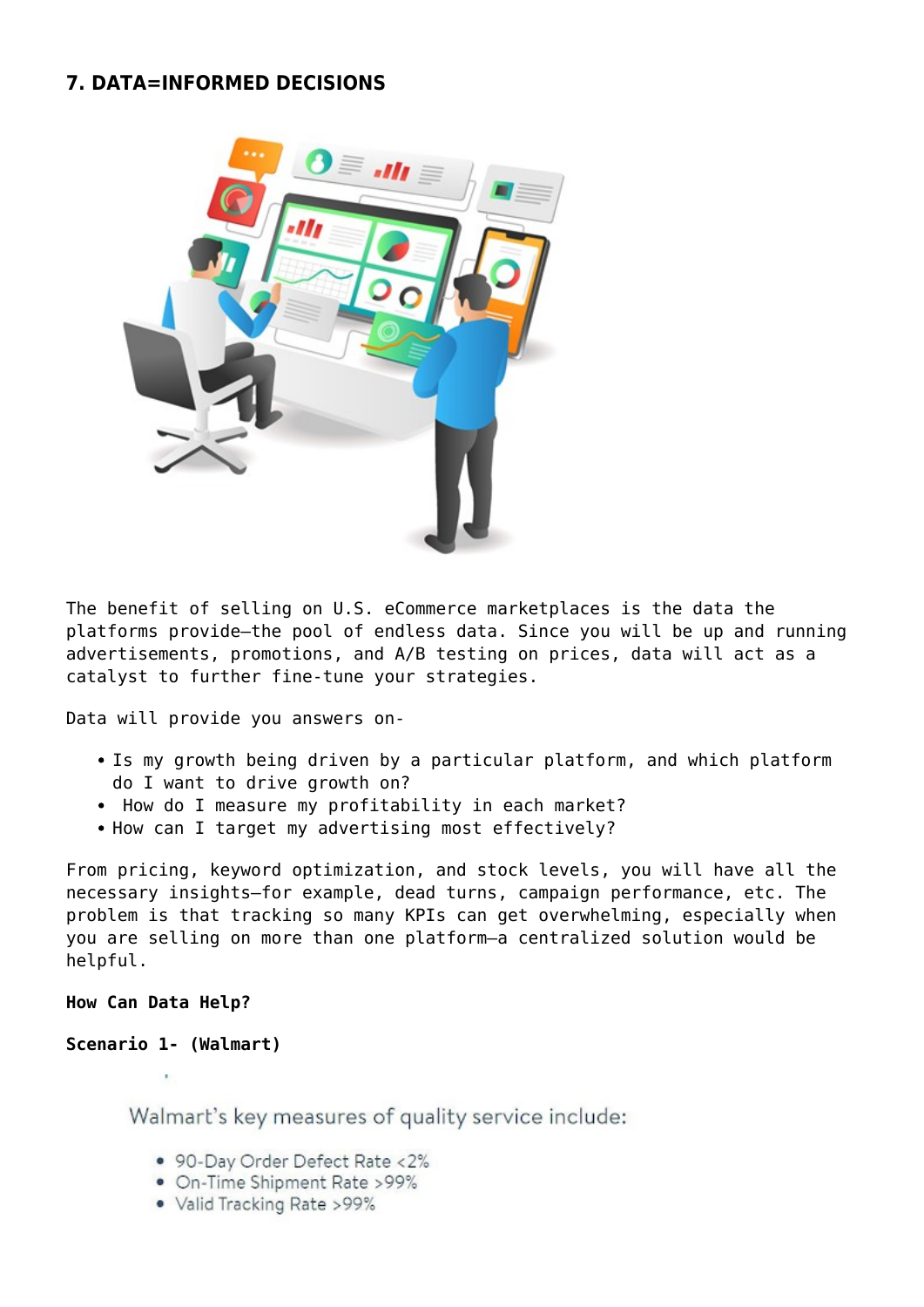## 7. DATA=INFORMED DECISIONS

The benefit of selling on U.S. eCommerce marketplaces is the data the platforms provide—the pool of endless data. Since you will be up and running advertisements, promotions, and A/B testing on prices, data will act as a catalyst to further fine-tune your strategies.

Data will provide you answers on-

- Is my growth being driven by a particular platform, and which platform do I want to drive growth on?
- How do I measure my profitability in each market?
- How can I target my advertising most effectively?

From pricing, keyword optimization, and stock levels, you will have all the necessary insights—for example, dead turns, campaign performance, etc. The problem is that tracking so many KPIs can get overwhelming, especially when you are selling on more than one platform—a centralized solution would be helpful.

**How Can Data Help?**

**Scenario 1- (Walmart)**

Walmart's key measures of quality service include:

- 90-Day Order Defect Rate <2%
- On-Time Shipment Rate >99%
- Valid Tracking Rate >99%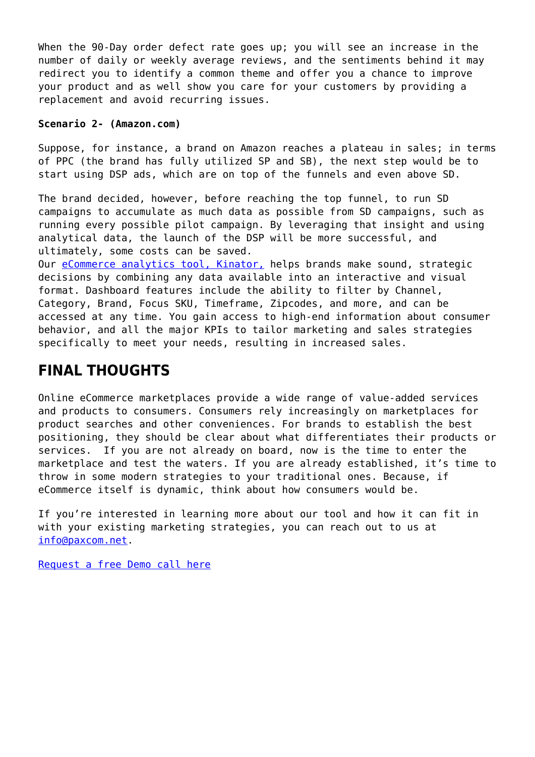When the 90-Day order defect rate goes up; you will see an increase in the number of daily or weekly average reviews, and the sentiments behind it may redirect you to identify a common theme and offer you a chance to improve your product and as well show you care for your customers by providing a replacement and avoid recurring issues.

**Scenario 2- (Amazon.com)**

Suppose, for instance, a brand on Amazon reaches a plateau in sales; in terms of PPC (the brand has fully utilized SP and SB), the next step would be to start using DSP ads, which are on top of the funnels and even above SD.

The brand decided, however, before reaching the top funnel, to run SD campaigns to accumulate as much data as possible from SD campaigns, such as running every possible pilot campaign. By leveraging that insight and using analytical data, the launch of the DSP will be more successful, and ultimately, some costs can be saved.
Our eCommerce analytics tool, Kinator, helps brands make sound, strategic decisions by combining any data available into an interactive and visual format. Dashboard features include the ability to filter by Channel, Category, Brand, Focus SKU, Timeframe, Zipcodes, and more, and can be accessed at any time. You gain access to high-end information about consumer behavior, and all the major KPIs to tailor marketing and sales strategies specifically to meet your needs, resulting in increased sales.

## FINAL THOUGHTS

Online eCommerce marketplaces provide a wide range of value-added services and products to consumers. Consumers rely increasingly on marketplaces for product searches and other conveniences. For brands to establish the best positioning, they should be clear about what differentiates their products or services. If you are not already on board, now is the time to enter the marketplace and test the waters. If you are already established, it's time to throw in some modern strategies to your traditional ones. Because, if eCommerce itself is dynamic, think about how consumers would be.

If you're interested in learning more about our tool and how it can fit in with your existing marketing strategies, you can reach out to us at info@paxcom.net.

Request a free Demo call here